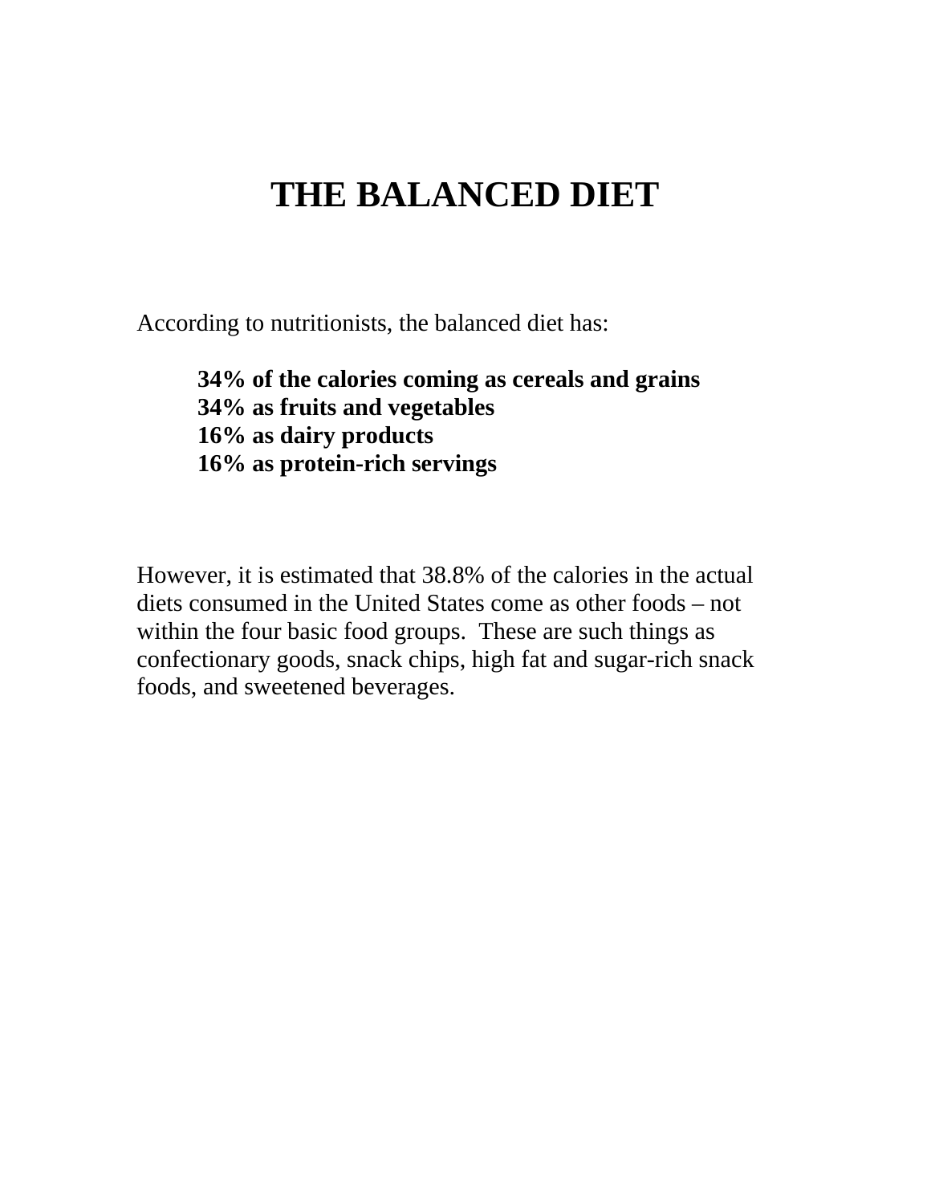# THE BALANCED DIET

According to nutritionists, the balanced diet has:

> **34% of the calories coming as cereals and grains**
> **34% as fruits and vegetables**
> **16% as dairy products**
> **16% as protein-rich servings**

However, it is estimated that 38.8% of the calories in the actual diets consumed in the United States come as other foods – not within the four basic food groups. These are such things as confectionary goods, snack chips, high fat and sugar-rich snack foods, and sweetened beverages.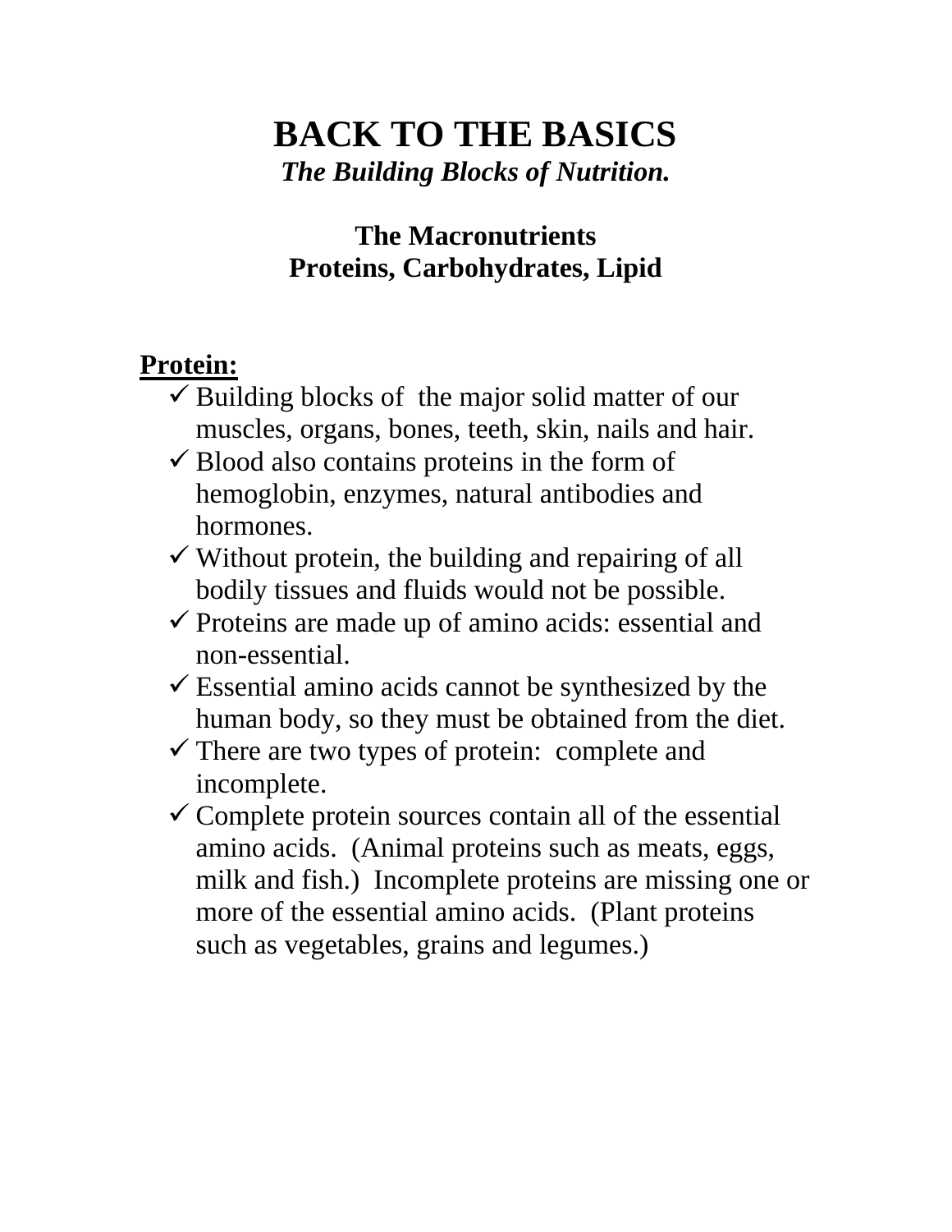# BACK TO THE BASICS

***The Building Blocks of Nutrition.***

## The Macronutrients
## Proteins, Carbohydrates, Lipid

**<u>Protein:</u>**

- ✓ Building blocks of the major solid matter of our muscles, organs, bones, teeth, skin, nails and hair.
- ✓ Blood also contains proteins in the form of hemoglobin, enzymes, natural antibodies and hormones.
- ✓ Without protein, the building and repairing of all bodily tissues and fluids would not be possible.
- ✓ Proteins are made up of amino acids: essential and non-essential.
- ✓ Essential amino acids cannot be synthesized by the human body, so they must be obtained from the diet.
- ✓ There are two types of protein: complete and incomplete.
- ✓ Complete protein sources contain all of the essential amino acids. (Animal proteins such as meats, eggs, milk and fish.) Incomplete proteins are missing one or more of the essential amino acids. (Plant proteins such as vegetables, grains and legumes.)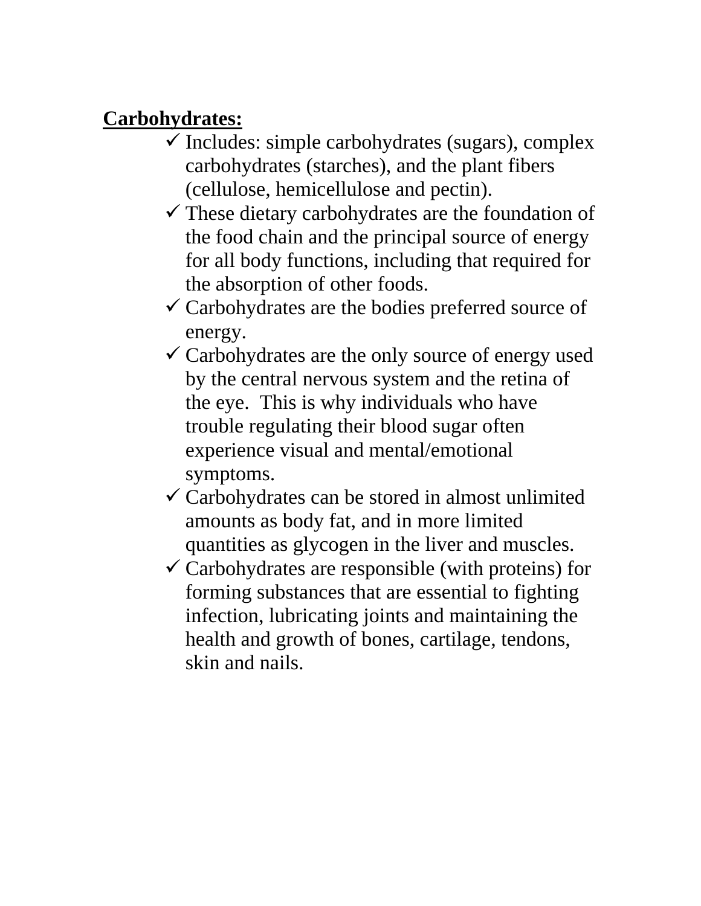**<u>Carbohydrates:</u>**

- ✓ Includes: simple carbohydrates (sugars), complex carbohydrates (starches), and the plant fibers (cellulose, hemicellulose and pectin).
- ✓ These dietary carbohydrates are the foundation of the food chain and the principal source of energy for all body functions, including that required for the absorption of other foods.
- ✓ Carbohydrates are the bodies preferred source of energy.
- ✓ Carbohydrates are the only source of energy used by the central nervous system and the retina of the eye. This is why individuals who have trouble regulating their blood sugar often experience visual and mental/emotional symptoms.
- ✓ Carbohydrates can be stored in almost unlimited amounts as body fat, and in more limited quantities as glycogen in the liver and muscles.
- ✓ Carbohydrates are responsible (with proteins) for forming substances that are essential to fighting infection, lubricating joints and maintaining the health and growth of bones, cartilage, tendons, skin and nails.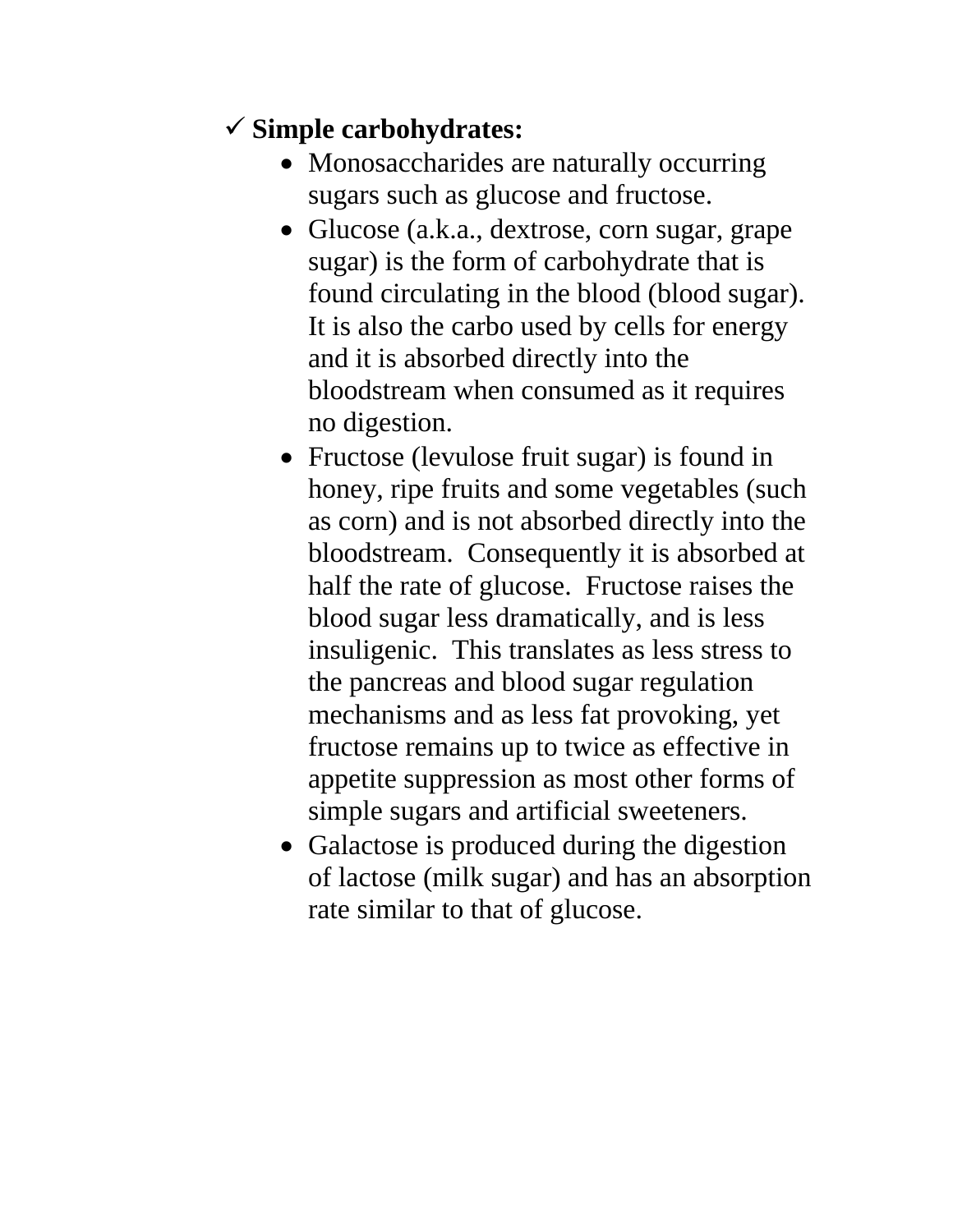- ✓ **Simple carbohydrates:**
  - Monosaccharides are naturally occurring sugars such as glucose and fructose.
  - Glucose (a.k.a., dextrose, corn sugar, grape sugar) is the form of carbohydrate that is found circulating in the blood (blood sugar). It is also the carbo used by cells for energy and it is absorbed directly into the bloodstream when consumed as it requires no digestion.
  - Fructose (levulose fruit sugar) is found in honey, ripe fruits and some vegetables (such as corn) and is not absorbed directly into the bloodstream. Consequently it is absorbed at half the rate of glucose. Fructose raises the blood sugar less dramatically, and is less insuligenic. This translates as less stress to the pancreas and blood sugar regulation mechanisms and as less fat provoking, yet fructose remains up to twice as effective in appetite suppression as most other forms of simple sugars and artificial sweeteners.
  - Galactose is produced during the digestion of lactose (milk sugar) and has an absorption rate similar to that of glucose.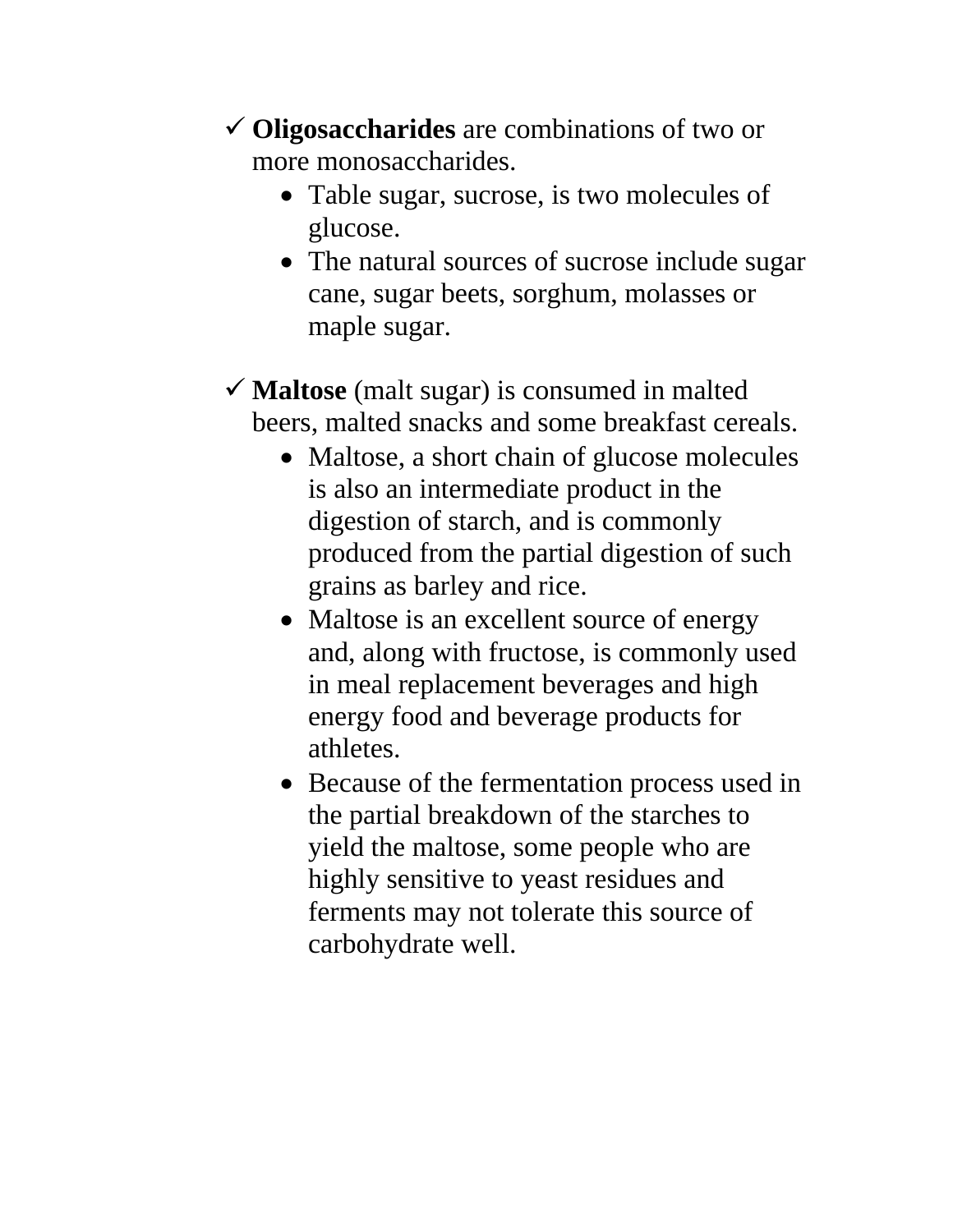- ✓ **Oligosaccharides** are combinations of two or more monosaccharides.
  - Table sugar, sucrose, is two molecules of glucose.
  - The natural sources of sucrose include sugar cane, sugar beets, sorghum, molasses or maple sugar.

- ✓ **Maltose** (malt sugar) is consumed in malted beers, malted snacks and some breakfast cereals.
  - Maltose, a short chain of glucose molecules is also an intermediate product in the digestion of starch, and is commonly produced from the partial digestion of such grains as barley and rice.
  - Maltose is an excellent source of energy and, along with fructose, is commonly used in meal replacement beverages and high energy food and beverage products for athletes.
  - Because of the fermentation process used in the partial breakdown of the starches to yield the maltose, some people who are highly sensitive to yeast residues and ferments may not tolerate this source of carbohydrate well.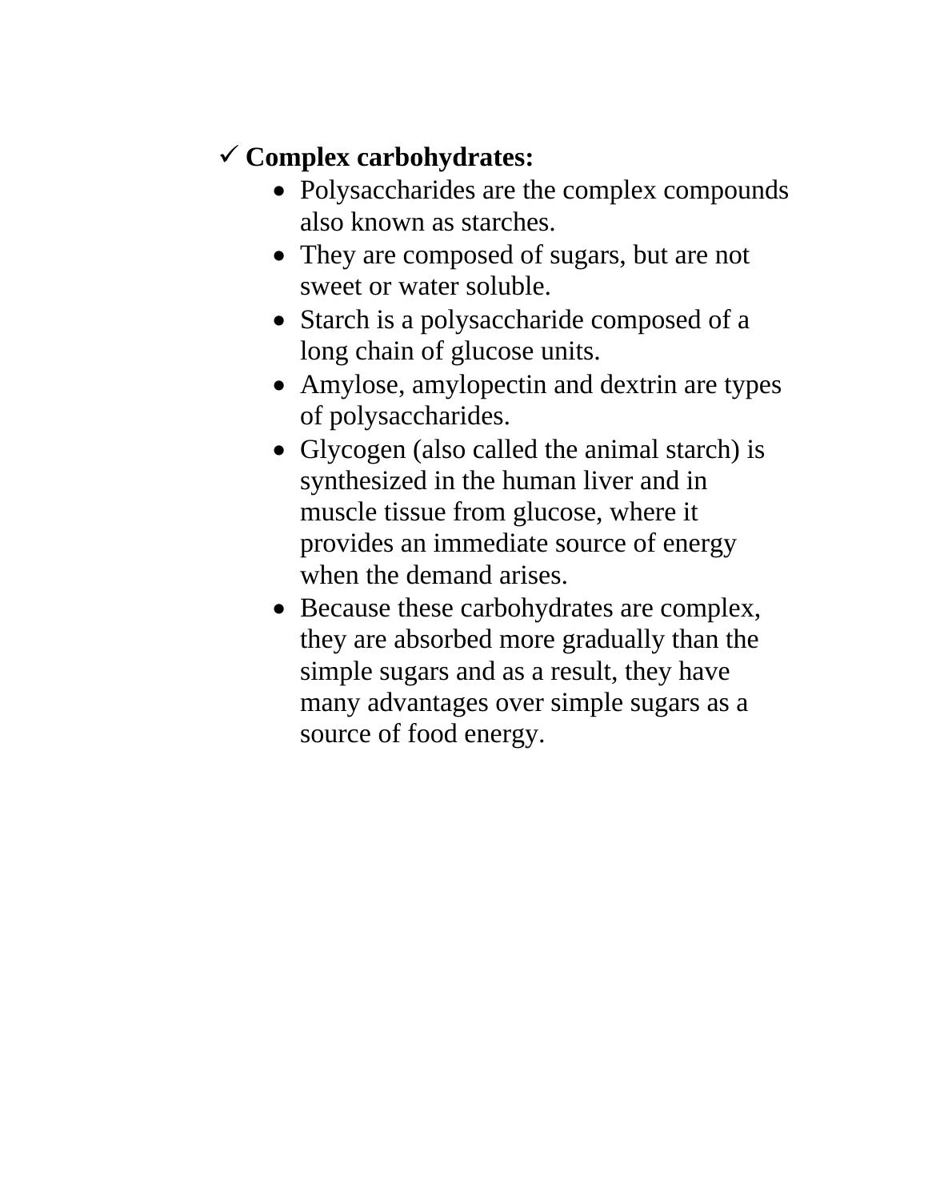- **Complex carbohydrates:**
  - Polysaccharides are the complex compounds also known as starches.
  - They are composed of sugars, but are not sweet or water soluble.
  - Starch is a polysaccharide composed of a long chain of glucose units.
  - Amylose, amylopectin and dextrin are types of polysaccharides.
  - Glycogen (also called the animal starch) is synthesized in the human liver and in muscle tissue from glucose, where it provides an immediate source of energy when the demand arises.
  - Because these carbohydrates are complex, they are absorbed more gradually than the simple sugars and as a result, they have many advantages over simple sugars as a source of food energy.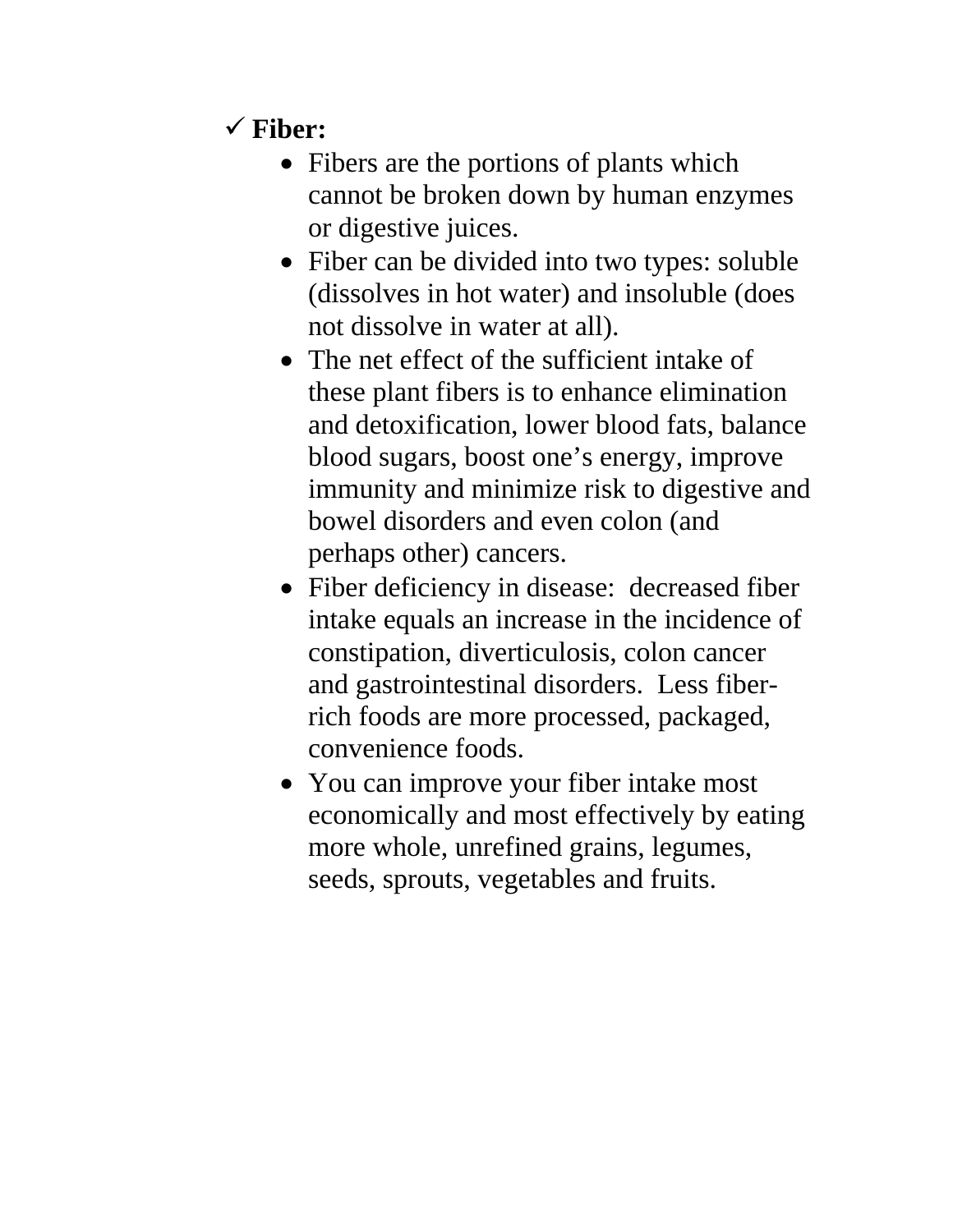- ✓ **Fiber:**
  - Fibers are the portions of plants which cannot be broken down by human enzymes or digestive juices.
  - Fiber can be divided into two types: soluble (dissolves in hot water) and insoluble (does not dissolve in water at all).
  - The net effect of the sufficient intake of these plant fibers is to enhance elimination and detoxification, lower blood fats, balance blood sugars, boost one's energy, improve immunity and minimize risk to digestive and bowel disorders and even colon (and perhaps other) cancers.
  - Fiber deficiency in disease: decreased fiber intake equals an increase in the incidence of constipation, diverticulosis, colon cancer and gastrointestinal disorders. Less fiber-rich foods are more processed, packaged, convenience foods.
  - You can improve your fiber intake most economically and most effectively by eating more whole, unrefined grains, legumes, seeds, sprouts, vegetables and fruits.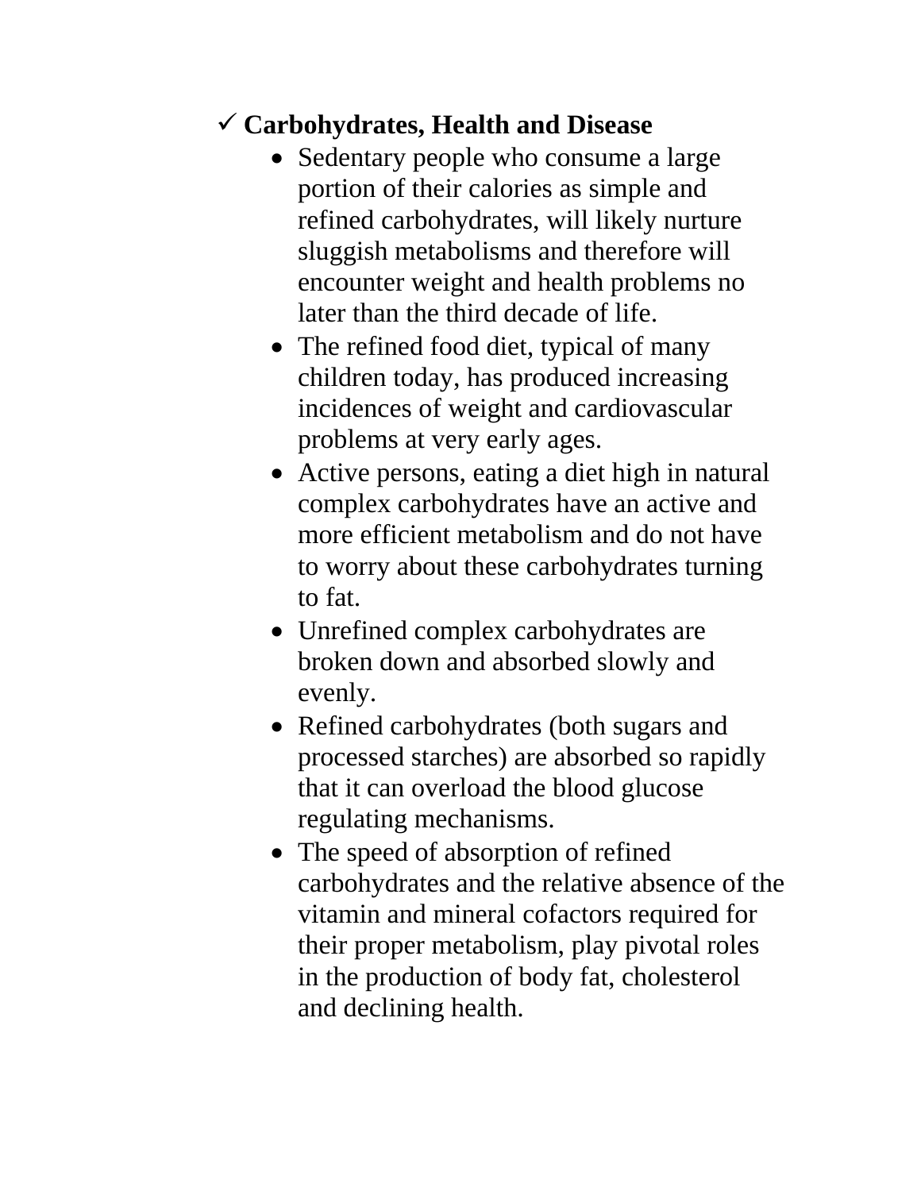- ✓ **Carbohydrates, Health and Disease**
    - Sedentary people who consume a large portion of their calories as simple and refined carbohydrates, will likely nurture sluggish metabolisms and therefore will encounter weight and health problems no later than the third decade of life.
    - The refined food diet, typical of many children today, has produced increasing incidences of weight and cardiovascular problems at very early ages.
    - Active persons, eating a diet high in natural complex carbohydrates have an active and more efficient metabolism and do not have to worry about these carbohydrates turning to fat.
    - Unrefined complex carbohydrates are broken down and absorbed slowly and evenly.
    - Refined carbohydrates (both sugars and processed starches) are absorbed so rapidly that it can overload the blood glucose regulating mechanisms.
    - The speed of absorption of refined carbohydrates and the relative absence of the vitamin and mineral cofactors required for their proper metabolism, play pivotal roles in the production of body fat, cholesterol and declining health.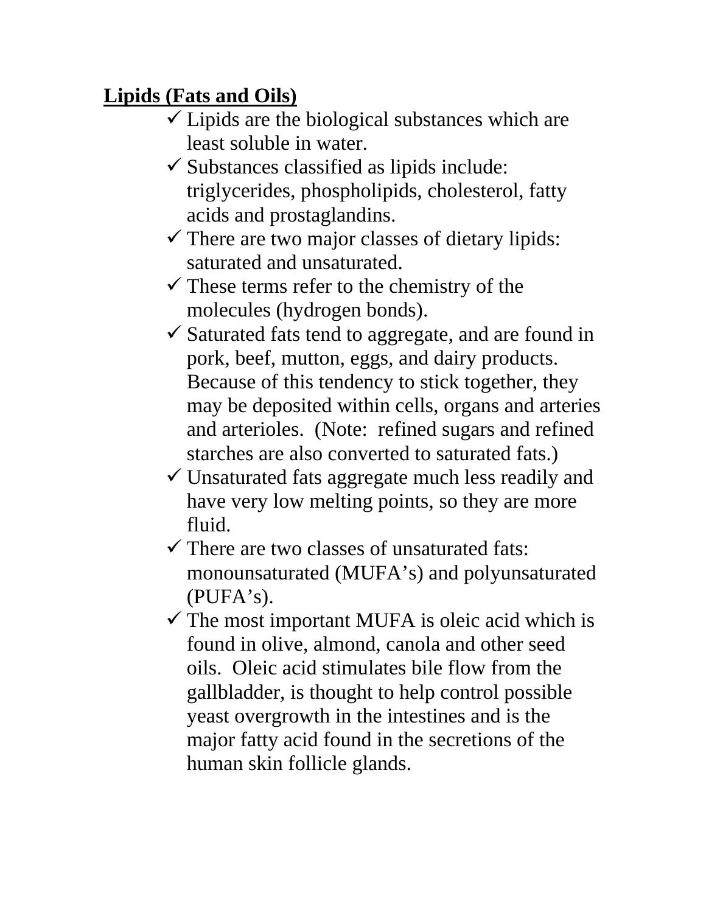**Lipids (Fats and Oils)**

- ✓ Lipids are the biological substances which are least soluble in water.
- ✓ Substances classified as lipids include: triglycerides, phospholipids, cholesterol, fatty acids and prostaglandins.
- ✓ There are two major classes of dietary lipids: saturated and unsaturated.
- ✓ These terms refer to the chemistry of the molecules (hydrogen bonds).
- ✓ Saturated fats tend to aggregate, and are found in pork, beef, mutton, eggs, and dairy products. Because of this tendency to stick together, they may be deposited within cells, organs and arteries and arterioles. (Note: refined sugars and refined starches are also converted to saturated fats.)
- ✓ Unsaturated fats aggregate much less readily and have very low melting points, so they are more fluid.
- ✓ There are two classes of unsaturated fats: monounsaturated (MUFA's) and polyunsaturated (PUFA's).
- ✓ The most important MUFA is oleic acid which is found in olive, almond, canola and other seed oils. Oleic acid stimulates bile flow from the gallbladder, is thought to help control possible yeast overgrowth in the intestines and is the major fatty acid found in the secretions of the human skin follicle glands.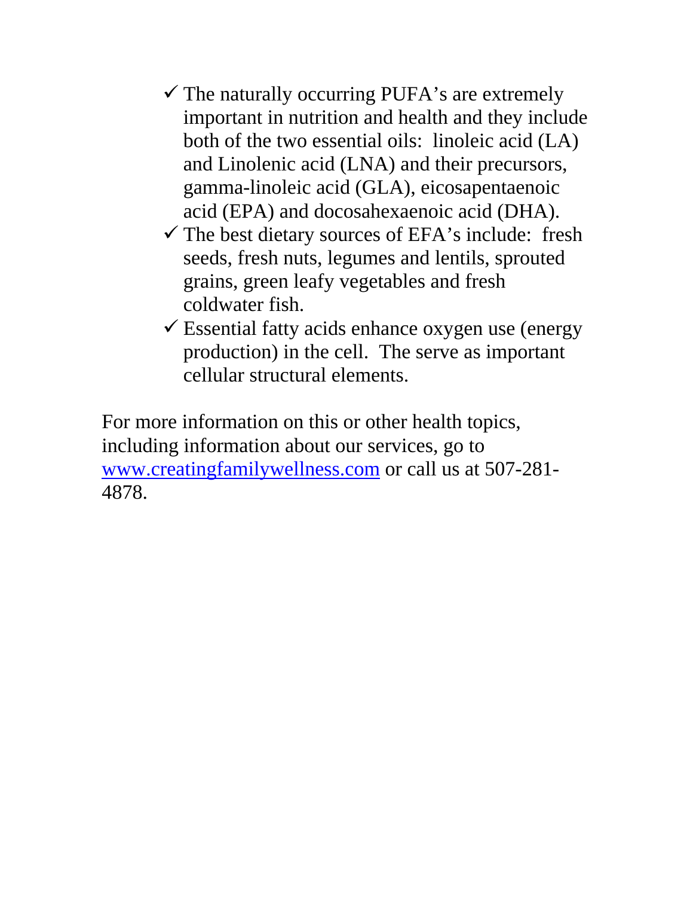- ✓ The naturally occurring PUFA's are extremely important in nutrition and health and they include both of the two essential oils: linoleic acid (LA) and Linolenic acid (LNA) and their precursors, gamma-linoleic acid (GLA), eicosapentaenoic acid (EPA) and docosahexaenoic acid (DHA).
- ✓ The best dietary sources of EFA's include: fresh seeds, fresh nuts, legumes and lentils, sprouted grains, green leafy vegetables and fresh coldwater fish.
- ✓ Essential fatty acids enhance oxygen use (energy production) in the cell. The serve as important cellular structural elements.

For more information on this or other health topics, including information about our services, go to www.creatingfamilywellness.com or call us at 507-281-4878.